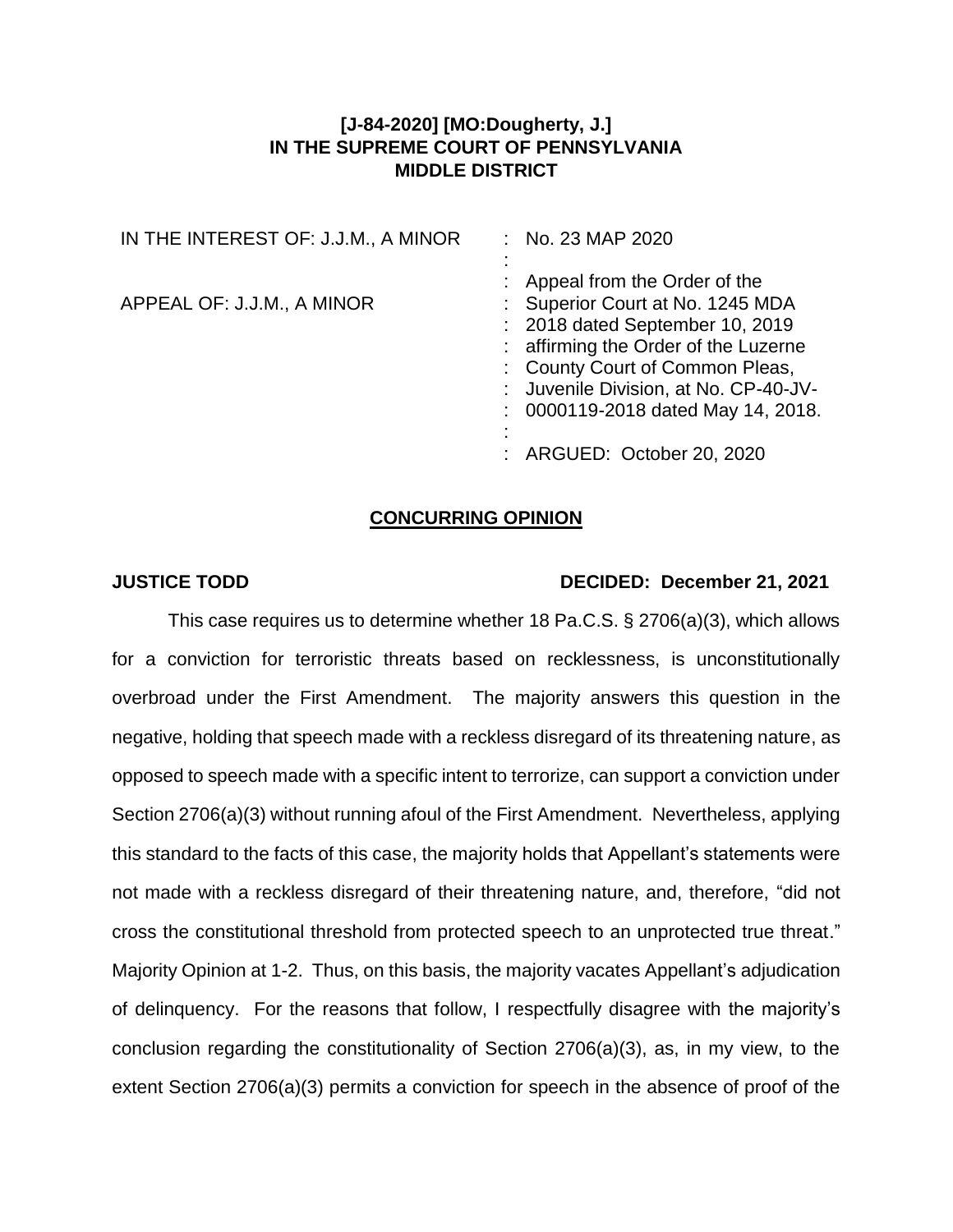**[J-84-2020] [MO:Dougherty, J.]**
**IN THE SUPREME COURT OF PENNSYLVANIA**
**MIDDLE DISTRICT**

| | |
|---|---|
| IN THE INTEREST OF: J.J.M., A MINOR | : No. 23 MAP 2020 |
| | : |
| APPEAL OF: J.J.M., A MINOR | : Appeal from the Order of the |
| | : Superior Court at No. 1245 MDA |
| | : 2018 dated September 10, 2019 |
| | : affirming the Order of the Luzerne |
| | : County Court of Common Pleas, |
| | : Juvenile Division, at No. CP-40-JV- |
| | : 0000119-2018 dated May 14, 2018. |
| | : |
| | : ARGUED: October 20, 2020 |

## **CONCURRING OPINION**

**JUSTICE TODD** **DECIDED: December 21, 2021**

This case requires us to determine whether 18 Pa.C.S. § 2706(a)(3), which allows for a conviction for terroristic threats based on recklessness, is unconstitutionally overbroad under the First Amendment. The majority answers this question in the negative, holding that speech made with a reckless disregard of its threatening nature, as opposed to speech made with a specific intent to terrorize, can support a conviction under Section 2706(a)(3) without running afoul of the First Amendment. Nevertheless, applying this standard to the facts of this case, the majority holds that Appellant's statements were not made with a reckless disregard of their threatening nature, and, therefore, "did not cross the constitutional threshold from protected speech to an unprotected true threat." Majority Opinion at 1-2. Thus, on this basis, the majority vacates Appellant's adjudication of delinquency. For the reasons that follow, I respectfully disagree with the majority's conclusion regarding the constitutionality of Section 2706(a)(3), as, in my view, to the extent Section 2706(a)(3) permits a conviction for speech in the absence of proof of the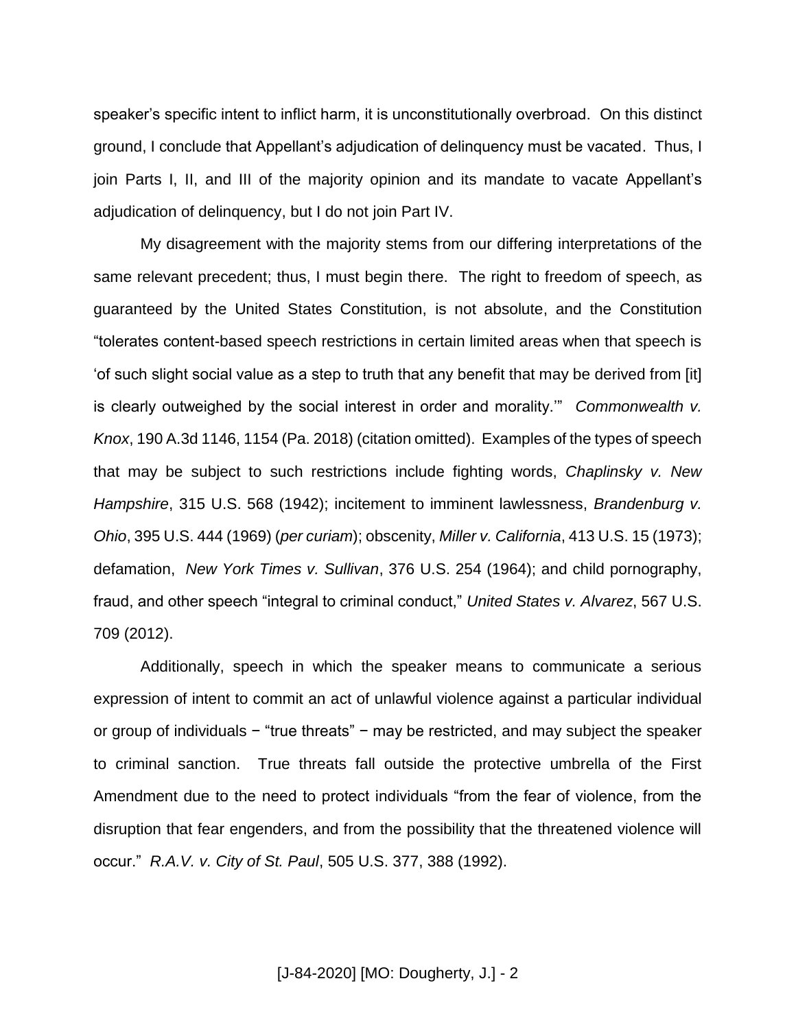speaker's specific intent to inflict harm, it is unconstitutionally overbroad. On this distinct ground, I conclude that Appellant's adjudication of delinquency must be vacated. Thus, I join Parts I, II, and III of the majority opinion and its mandate to vacate Appellant's adjudication of delinquency, but I do not join Part IV.

My disagreement with the majority stems from our differing interpretations of the same relevant precedent; thus, I must begin there. The right to freedom of speech, as guaranteed by the United States Constitution, is not absolute, and the Constitution "tolerates content-based speech restrictions in certain limited areas when that speech is 'of such slight social value as a step to truth that any benefit that may be derived from [it] is clearly outweighed by the social interest in order and morality.'" *Commonwealth v. Knox*, 190 A.3d 1146, 1154 (Pa. 2018) (citation omitted). Examples of the types of speech that may be subject to such restrictions include fighting words, *Chaplinsky v. New Hampshire*, 315 U.S. 568 (1942); incitement to imminent lawlessness, *Brandenburg v. Ohio*, 395 U.S. 444 (1969) (*per curiam*); obscenity, *Miller v. California*, 413 U.S. 15 (1973); defamation, *New York Times v. Sullivan*, 376 U.S. 254 (1964); and child pornography, fraud, and other speech "integral to criminal conduct," *United States v. Alvarez*, 567 U.S. 709 (2012).

Additionally, speech in which the speaker means to communicate a serious expression of intent to commit an act of unlawful violence against a particular individual or group of individuals − "true threats" − may be restricted, and may subject the speaker to criminal sanction. True threats fall outside the protective umbrella of the First Amendment due to the need to protect individuals "from the fear of violence, from the disruption that fear engenders, and from the possibility that the threatened violence will occur." *R.A.V. v. City of St. Paul*, 505 U.S. 377, 388 (1992).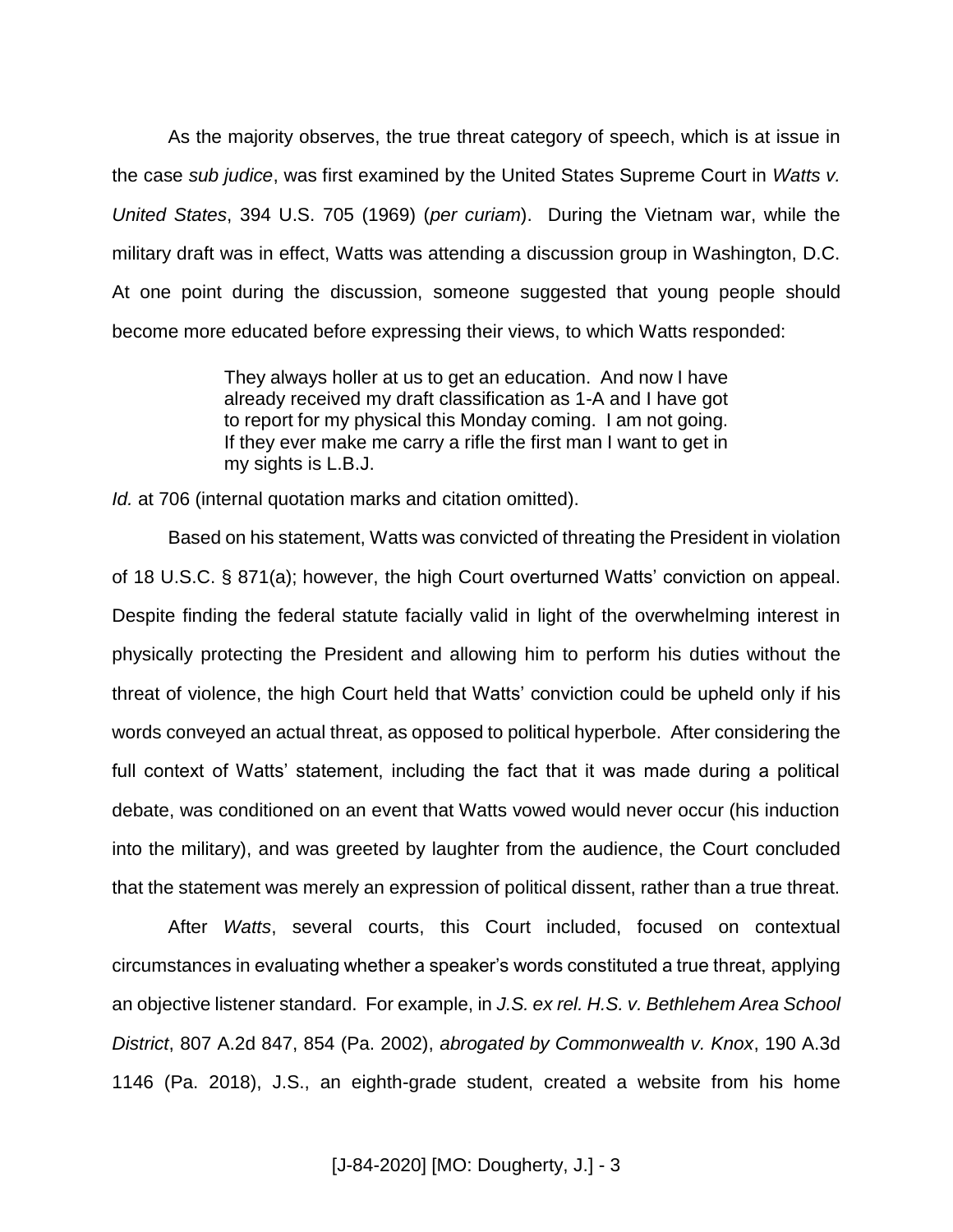As the majority observes, the true threat category of speech, which is at issue in the case *sub judice*, was first examined by the United States Supreme Court in *Watts v. United States*, 394 U.S. 705 (1969) (*per curiam*). During the Vietnam war, while the military draft was in effect, Watts was attending a discussion group in Washington, D.C. At one point during the discussion, someone suggested that young people should become more educated before expressing their views, to which Watts responded:

> They always holler at us to get an education. And now I have already received my draft classification as 1-A and I have got to report for my physical this Monday coming. I am not going. If they ever make me carry a rifle the first man I want to get in my sights is L.B.J.

*Id.* at 706 (internal quotation marks and citation omitted).

Based on his statement, Watts was convicted of threating the President in violation of 18 U.S.C. § 871(a); however, the high Court overturned Watts' conviction on appeal. Despite finding the federal statute facially valid in light of the overwhelming interest in physically protecting the President and allowing him to perform his duties without the threat of violence, the high Court held that Watts' conviction could be upheld only if his words conveyed an actual threat, as opposed to political hyperbole. After considering the full context of Watts' statement, including the fact that it was made during a political debate, was conditioned on an event that Watts vowed would never occur (his induction into the military), and was greeted by laughter from the audience, the Court concluded that the statement was merely an expression of political dissent, rather than a true threat.

After *Watts*, several courts, this Court included, focused on contextual circumstances in evaluating whether a speaker's words constituted a true threat, applying an objective listener standard. For example, in *J.S. ex rel. H.S. v. Bethlehem Area School District*, 807 A.2d 847, 854 (Pa. 2002), *abrogated by Commonwealth v. Knox*, 190 A.3d 1146 (Pa. 2018), J.S., an eighth-grade student, created a website from his home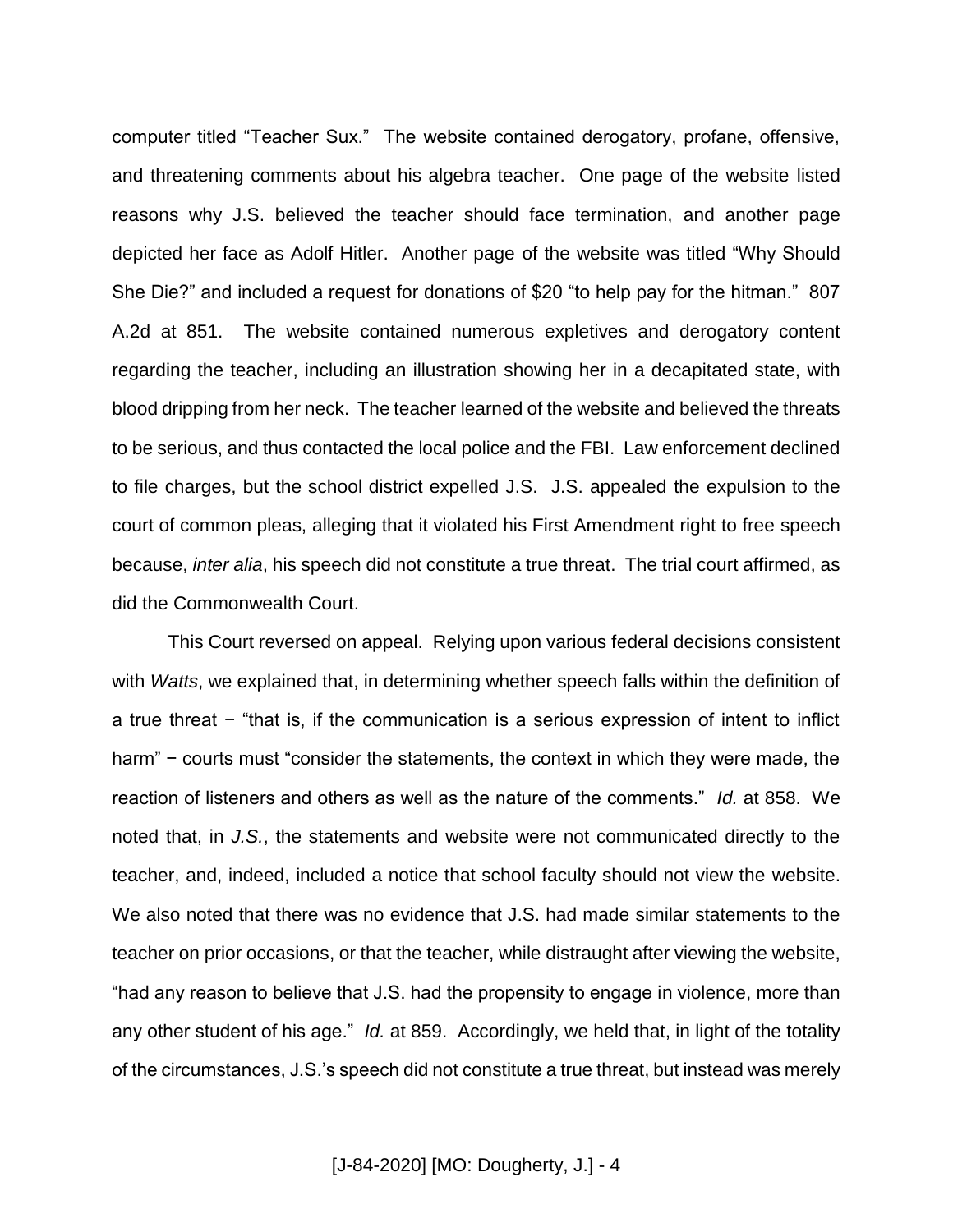computer titled "Teacher Sux." The website contained derogatory, profane, offensive, and threatening comments about his algebra teacher. One page of the website listed reasons why J.S. believed the teacher should face termination, and another page depicted her face as Adolf Hitler. Another page of the website was titled "Why Should She Die?" and included a request for donations of $20 "to help pay for the hitman." 807 A.2d at 851. The website contained numerous expletives and derogatory content regarding the teacher, including an illustration showing her in a decapitated state, with blood dripping from her neck. The teacher learned of the website and believed the threats to be serious, and thus contacted the local police and the FBI. Law enforcement declined to file charges, but the school district expelled J.S. J.S. appealed the expulsion to the court of common pleas, alleging that it violated his First Amendment right to free speech because, *inter alia*, his speech did not constitute a true threat. The trial court affirmed, as did the Commonwealth Court.

This Court reversed on appeal. Relying upon various federal decisions consistent with *Watts*, we explained that, in determining whether speech falls within the definition of a true threat − "that is, if the communication is a serious expression of intent to inflict harm" − courts must "consider the statements, the context in which they were made, the reaction of listeners and others as well as the nature of the comments." *Id.* at 858. We noted that, in *J.S.*, the statements and website were not communicated directly to the teacher, and, indeed, included a notice that school faculty should not view the website. We also noted that there was no evidence that J.S. had made similar statements to the teacher on prior occasions, or that the teacher, while distraught after viewing the website, "had any reason to believe that J.S. had the propensity to engage in violence, more than any other student of his age." *Id.* at 859. Accordingly, we held that, in light of the totality of the circumstances, J.S.'s speech did not constitute a true threat, but instead was merely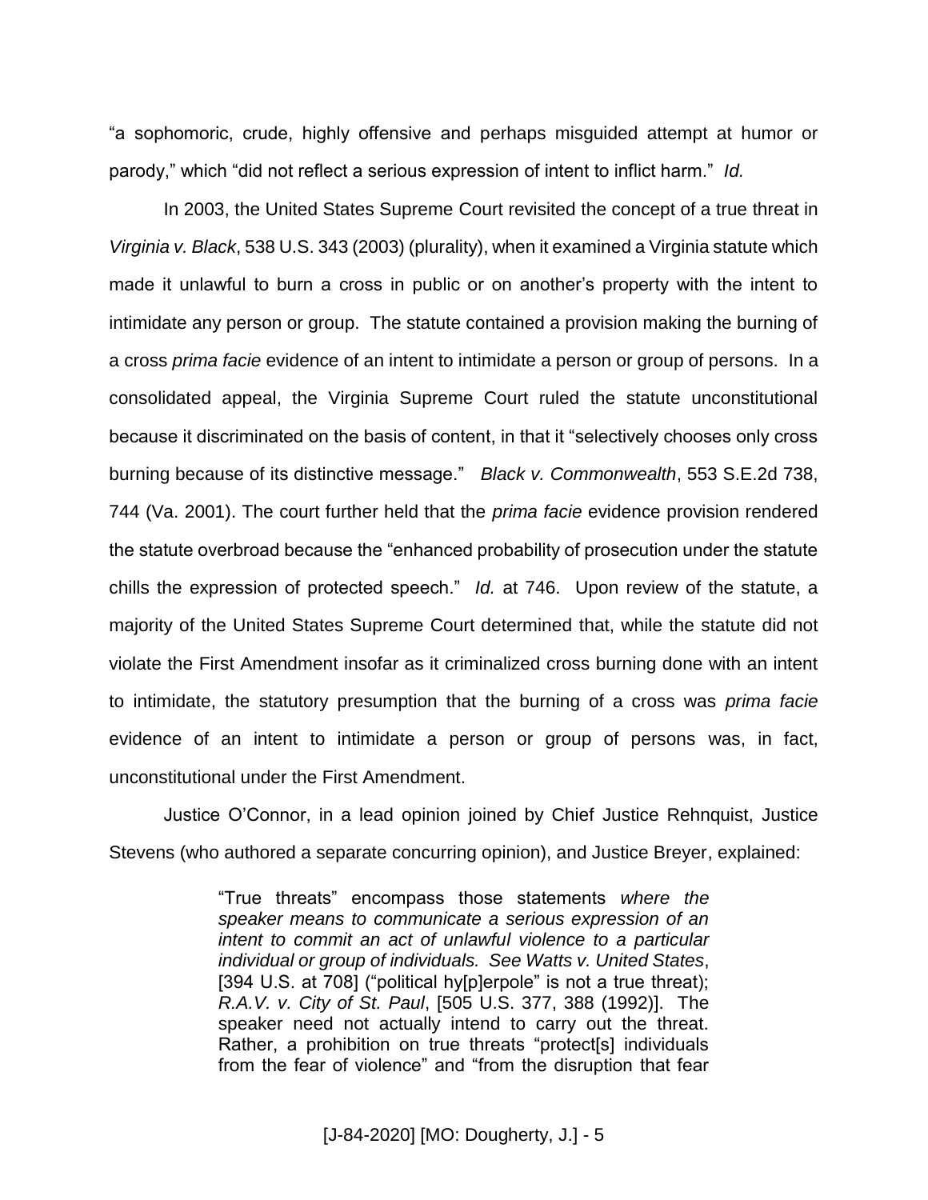"a sophomoric, crude, highly offensive and perhaps misguided attempt at humor or parody," which "did not reflect a serious expression of intent to inflict harm." *Id.*

In 2003, the United States Supreme Court revisited the concept of a true threat in *Virginia v. Black*, 538 U.S. 343 (2003) (plurality), when it examined a Virginia statute which made it unlawful to burn a cross in public or on another's property with the intent to intimidate any person or group. The statute contained a provision making the burning of a cross *prima facie* evidence of an intent to intimidate a person or group of persons. In a consolidated appeal, the Virginia Supreme Court ruled the statute unconstitutional because it discriminated on the basis of content, in that it "selectively chooses only cross burning because of its distinctive message." *Black v. Commonwealth*, 553 S.E.2d 738, 744 (Va. 2001). The court further held that the *prima facie* evidence provision rendered the statute overbroad because the "enhanced probability of prosecution under the statute chills the expression of protected speech." *Id.* at 746. Upon review of the statute, a majority of the United States Supreme Court determined that, while the statute did not violate the First Amendment insofar as it criminalized cross burning done with an intent to intimidate, the statutory presumption that the burning of a cross was *prima facie* evidence of an intent to intimidate a person or group of persons was, in fact, unconstitutional under the First Amendment.

Justice O'Connor, in a lead opinion joined by Chief Justice Rehnquist, Justice Stevens (who authored a separate concurring opinion), and Justice Breyer, explained:

> "True threats" encompass those statements *where the speaker means to communicate a serious expression of an intent to commit an act of unlawful violence to a particular individual or group of individuals. See Watts v. United States*, [394 U.S. at 708] ("political hy[p]erpole" is not a true threat); *R.A.V. v. City of St. Paul*, [505 U.S. 377, 388 (1992)]. The speaker need not actually intend to carry out the threat. Rather, a prohibition on true threats "protect[s] individuals from the fear of violence" and "from the disruption that fear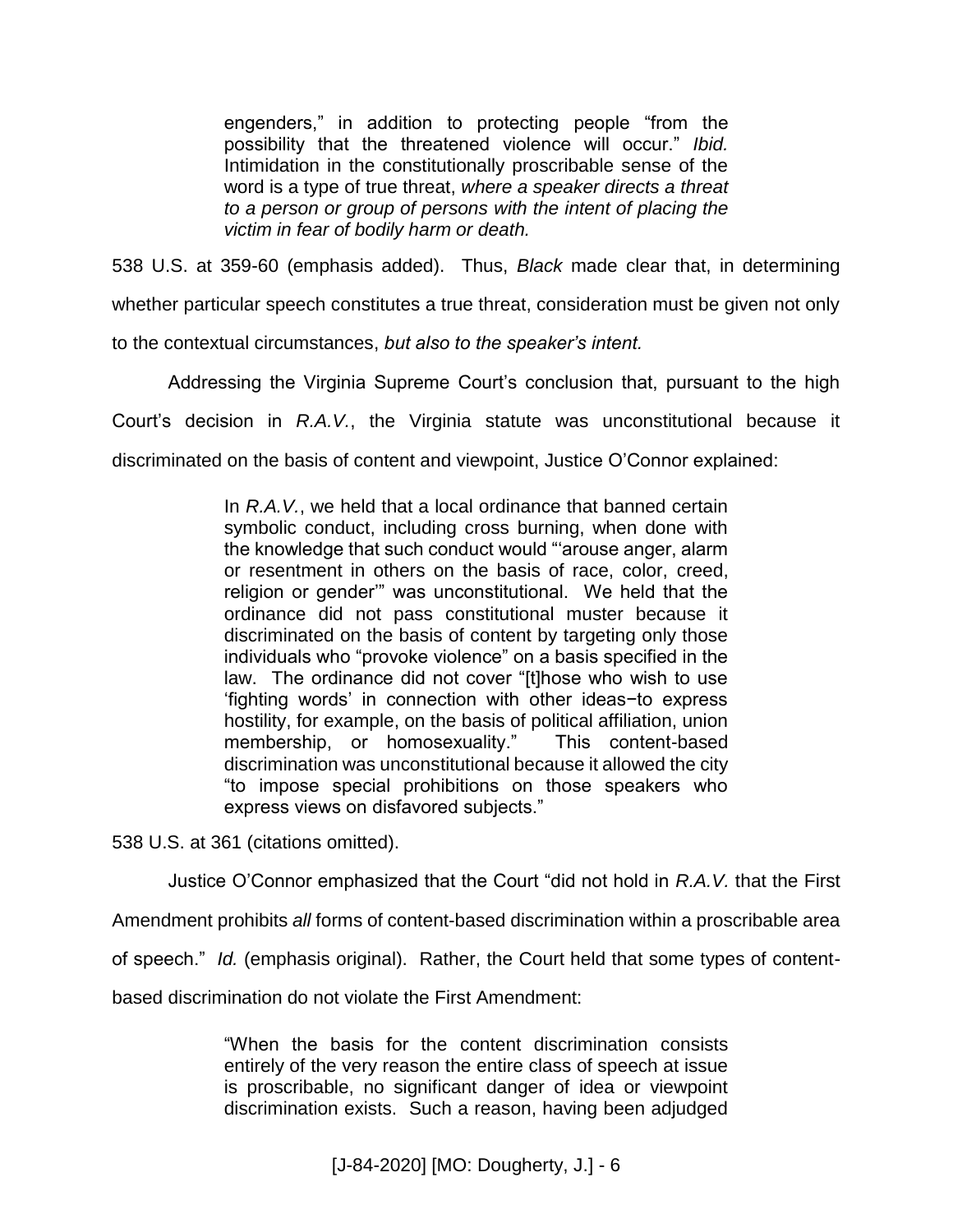> engenders," in addition to protecting people "from the possibility that the threatened violence will occur." *Ibid.* Intimidation in the constitutionally proscribable sense of the word is a type of true threat, *where a speaker directs a threat to a person or group of persons with the intent of placing the victim in fear of bodily harm or death.*

538 U.S. at 359-60 (emphasis added). Thus, *Black* made clear that, in determining whether particular speech constitutes a true threat, consideration must be given not only to the contextual circumstances, *but also to the speaker's intent.*

Addressing the Virginia Supreme Court's conclusion that, pursuant to the high Court's decision in *R.A.V.*, the Virginia statute was unconstitutional because it discriminated on the basis of content and viewpoint, Justice O'Connor explained:

> In *R.A.V.*, we held that a local ordinance that banned certain symbolic conduct, including cross burning, when done with the knowledge that such conduct would "'arouse anger, alarm or resentment in others on the basis of race, color, creed, religion or gender'" was unconstitutional. We held that the ordinance did not pass constitutional muster because it discriminated on the basis of content by targeting only those individuals who "provoke violence" on a basis specified in the law. The ordinance did not cover "[t]hose who wish to use 'fighting words' in connection with other ideas−to express hostility, for example, on the basis of political affiliation, union membership, or homosexuality." This content-based discrimination was unconstitutional because it allowed the city "to impose special prohibitions on those speakers who express views on disfavored subjects."

538 U.S. at 361 (citations omitted).

Justice O'Connor emphasized that the Court "did not hold in *R.A.V.* that the First Amendment prohibits *all* forms of content-based discrimination within a proscribable area of speech." *Id.* (emphasis original). Rather, the Court held that some types of content-based discrimination do not violate the First Amendment:

> "When the basis for the content discrimination consists entirely of the very reason the entire class of speech at issue is proscribable, no significant danger of idea or viewpoint discrimination exists. Such a reason, having been adjudged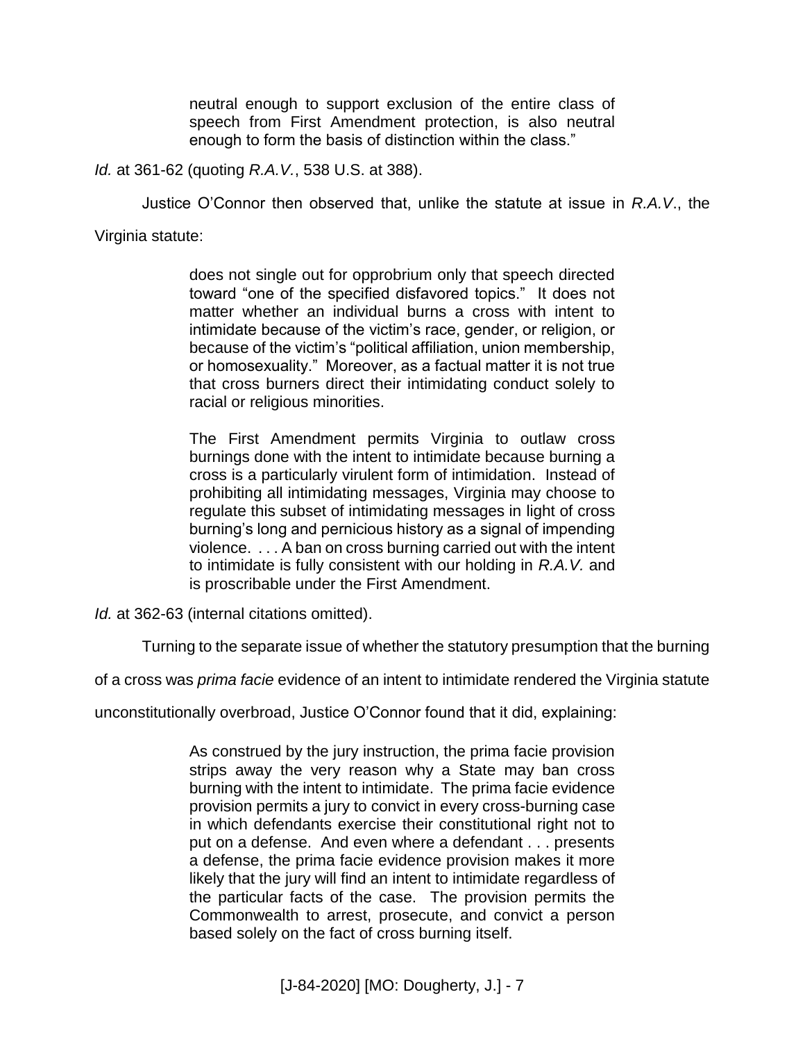> neutral enough to support exclusion of the entire class of speech from First Amendment protection, is also neutral enough to form the basis of distinction within the class."

*Id.* at 361-62 (quoting *R.A.V.*, 538 U.S. at 388).

Justice O'Connor then observed that, unlike the statute at issue in *R.A.V.*, the Virginia statute:

> does not single out for opprobrium only that speech directed toward "one of the specified disfavored topics." It does not matter whether an individual burns a cross with intent to intimidate because of the victim's race, gender, or religion, or because of the victim's "political affiliation, union membership, or homosexuality." Moreover, as a factual matter it is not true that cross burners direct their intimidating conduct solely to racial or religious minorities.
>
> The First Amendment permits Virginia to outlaw cross burnings done with the intent to intimidate because burning a cross is a particularly virulent form of intimidation. Instead of prohibiting all intimidating messages, Virginia may choose to regulate this subset of intimidating messages in light of cross burning's long and pernicious history as a signal of impending violence. . . . A ban on cross burning carried out with the intent to intimidate is fully consistent with our holding in *R.A.V.* and is proscribable under the First Amendment.

*Id.* at 362-63 (internal citations omitted).

Turning to the separate issue of whether the statutory presumption that the burning of a cross was *prima facie* evidence of an intent to intimidate rendered the Virginia statute unconstitutionally overbroad, Justice O'Connor found that it did, explaining:

> As construed by the jury instruction, the prima facie provision strips away the very reason why a State may ban cross burning with the intent to intimidate. The prima facie evidence provision permits a jury to convict in every cross-burning case in which defendants exercise their constitutional right not to put on a defense. And even where a defendant . . . presents a defense, the prima facie evidence provision makes it more likely that the jury will find an intent to intimidate regardless of the particular facts of the case. The provision permits the Commonwealth to arrest, prosecute, and convict a person based solely on the fact of cross burning itself.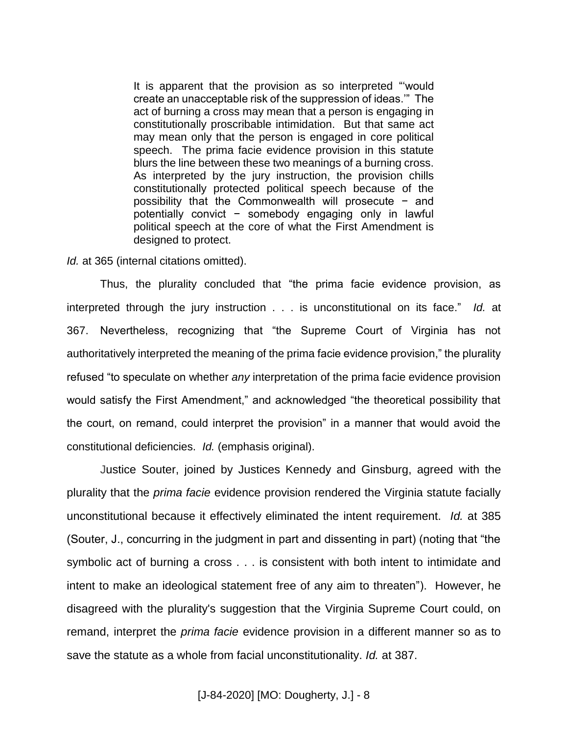> It is apparent that the provision as so interpreted "'would create an unacceptable risk of the suppression of ideas.'" The act of burning a cross may mean that a person is engaging in constitutionally proscribable intimidation. But that same act may mean only that the person is engaged in core political speech. The prima facie evidence provision in this statute blurs the line between these two meanings of a burning cross. As interpreted by the jury instruction, the provision chills constitutionally protected political speech because of the possibility that the Commonwealth will prosecute − and potentially convict − somebody engaging only in lawful political speech at the core of what the First Amendment is designed to protect.

*Id.* at 365 (internal citations omitted).

Thus, the plurality concluded that "the prima facie evidence provision, as interpreted through the jury instruction . . . is unconstitutional on its face." *Id.* at 367. Nevertheless, recognizing that "the Supreme Court of Virginia has not authoritatively interpreted the meaning of the prima facie evidence provision," the plurality refused "to speculate on whether *any* interpretation of the prima facie evidence provision would satisfy the First Amendment," and acknowledged "the theoretical possibility that the court, on remand, could interpret the provision" in a manner that would avoid the constitutional deficiencies. *Id.* (emphasis original).

Justice Souter, joined by Justices Kennedy and Ginsburg, agreed with the plurality that the *prima facie* evidence provision rendered the Virginia statute facially unconstitutional because it effectively eliminated the intent requirement. *Id.* at 385 (Souter, J., concurring in the judgment in part and dissenting in part) (noting that "the symbolic act of burning a cross . . . is consistent with both intent to intimidate and intent to make an ideological statement free of any aim to threaten"). However, he disagreed with the plurality's suggestion that the Virginia Supreme Court could, on remand, interpret the *prima facie* evidence provision in a different manner so as to save the statute as a whole from facial unconstitutionality. *Id.* at 387.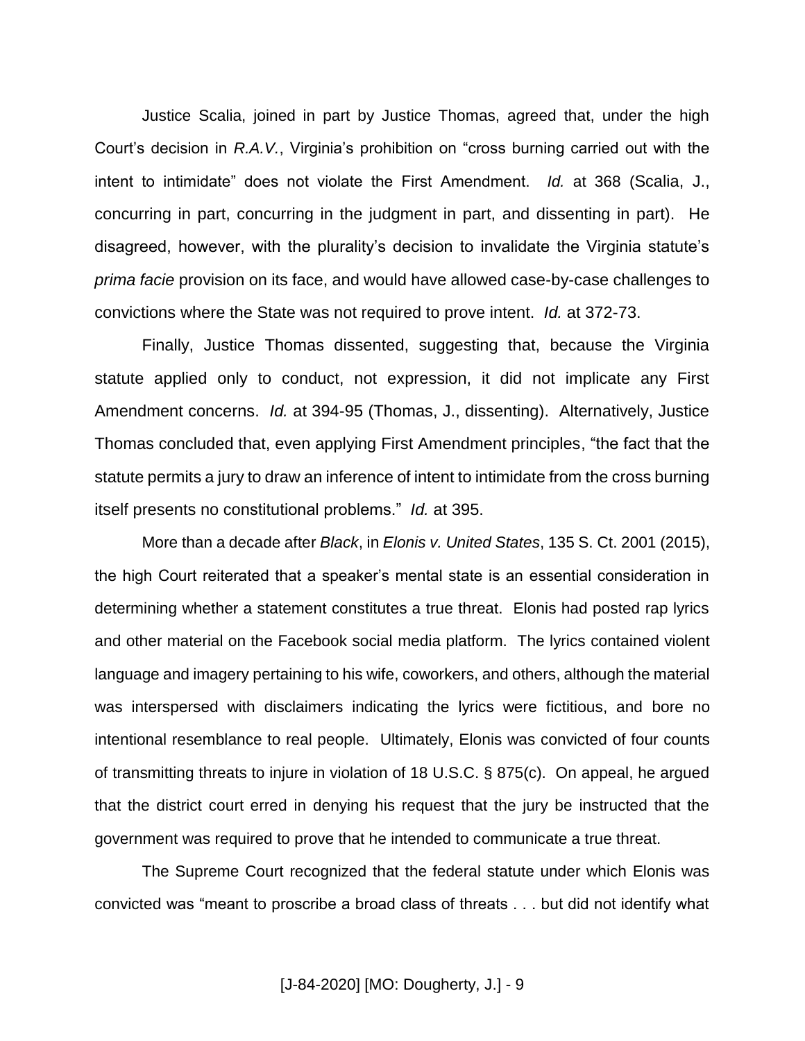Justice Scalia, joined in part by Justice Thomas, agreed that, under the high Court's decision in *R.A.V.*, Virginia's prohibition on "cross burning carried out with the intent to intimidate" does not violate the First Amendment. *Id.* at 368 (Scalia, J., concurring in part, concurring in the judgment in part, and dissenting in part). He disagreed, however, with the plurality's decision to invalidate the Virginia statute's *prima facie* provision on its face, and would have allowed case-by-case challenges to convictions where the State was not required to prove intent. *Id.* at 372-73.

Finally, Justice Thomas dissented, suggesting that, because the Virginia statute applied only to conduct, not expression, it did not implicate any First Amendment concerns. *Id.* at 394-95 (Thomas, J., dissenting). Alternatively, Justice Thomas concluded that, even applying First Amendment principles, "the fact that the statute permits a jury to draw an inference of intent to intimidate from the cross burning itself presents no constitutional problems." *Id.* at 395.

More than a decade after *Black*, in *Elonis v. United States*, 135 S. Ct. 2001 (2015), the high Court reiterated that a speaker's mental state is an essential consideration in determining whether a statement constitutes a true threat. Elonis had posted rap lyrics and other material on the Facebook social media platform. The lyrics contained violent language and imagery pertaining to his wife, coworkers, and others, although the material was interspersed with disclaimers indicating the lyrics were fictitious, and bore no intentional resemblance to real people. Ultimately, Elonis was convicted of four counts of transmitting threats to injure in violation of 18 U.S.C. § 875(c). On appeal, he argued that the district court erred in denying his request that the jury be instructed that the government was required to prove that he intended to communicate a true threat.

The Supreme Court recognized that the federal statute under which Elonis was convicted was "meant to proscribe a broad class of threats . . . but did not identify what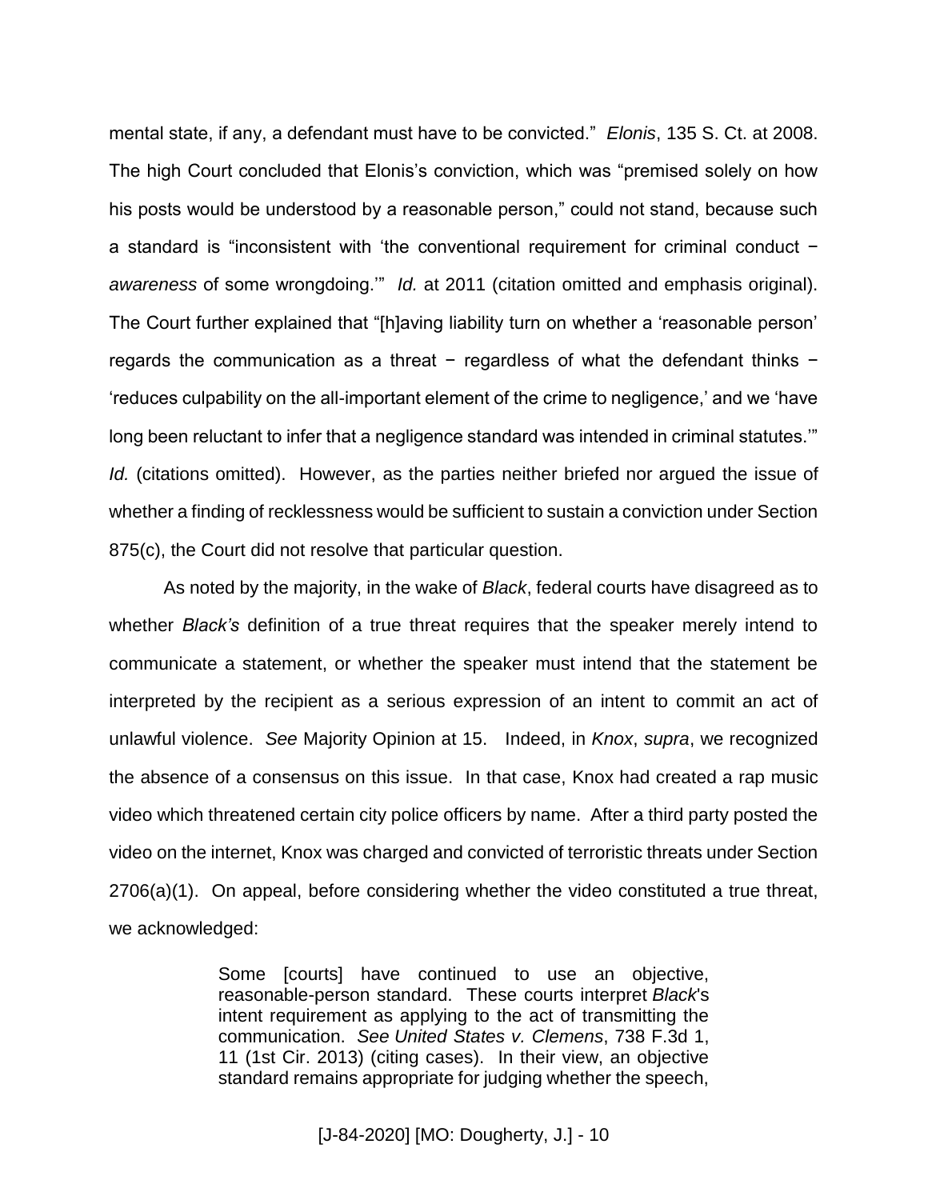mental state, if any, a defendant must have to be convicted." *Elonis*, 135 S. Ct. at 2008. The high Court concluded that Elonis's conviction, which was "premised solely on how his posts would be understood by a reasonable person," could not stand, because such a standard is "inconsistent with 'the conventional requirement for criminal conduct − *awareness* of some wrongdoing.'" *Id.* at 2011 (citation omitted and emphasis original). The Court further explained that "[h]aving liability turn on whether a 'reasonable person' regards the communication as a threat − regardless of what the defendant thinks − 'reduces culpability on the all-important element of the crime to negligence,' and we 'have long been reluctant to infer that a negligence standard was intended in criminal statutes.'" *Id.* (citations omitted). However, as the parties neither briefed nor argued the issue of whether a finding of recklessness would be sufficient to sustain a conviction under Section 875(c), the Court did not resolve that particular question.

As noted by the majority, in the wake of *Black*, federal courts have disagreed as to whether *Black's* definition of a true threat requires that the speaker merely intend to communicate a statement, or whether the speaker must intend that the statement be interpreted by the recipient as a serious expression of an intent to commit an act of unlawful violence. *See* Majority Opinion at 15. Indeed, in *Knox*, *supra*, we recognized the absence of a consensus on this issue. In that case, Knox had created a rap music video which threatened certain city police officers by name. After a third party posted the video on the internet, Knox was charged and convicted of terroristic threats under Section 2706(a)(1). On appeal, before considering whether the video constituted a true threat, we acknowledged:

> Some [courts] have continued to use an objective, reasonable-person standard. These courts interpret *Black*'s intent requirement as applying to the act of transmitting the communication. *See United States v. Clemens*, 738 F.3d 1, 11 (1st Cir. 2013) (citing cases). In their view, an objective standard remains appropriate for judging whether the speech,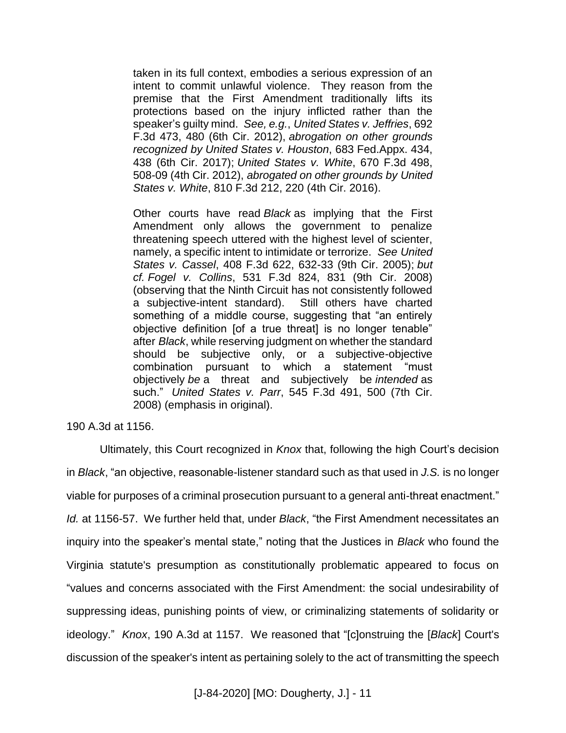> taken in its full context, embodies a serious expression of an intent to commit unlawful violence. They reason from the premise that the First Amendment traditionally lifts its protections based on the injury inflicted rather than the speaker's guilty mind. *See, e.g.*, *United States v. Jeffries*, 692 F.3d 473, 480 (6th Cir. 2012), *abrogation on other grounds recognized by United States v. Houston*, 683 Fed.Appx. 434, 438 (6th Cir. 2017); *United States v. White*, 670 F.3d 498, 508-09 (4th Cir. 2012), *abrogated on other grounds by United States v. White*, 810 F.3d 212, 220 (4th Cir. 2016).
>
> Other courts have read *Black* as implying that the First Amendment only allows the government to penalize threatening speech uttered with the highest level of scienter, namely, a specific intent to intimidate or terrorize. *See United States v. Cassel*, 408 F.3d 622, 632-33 (9th Cir. 2005); *but cf. Fogel v. Collins*, 531 F.3d 824, 831 (9th Cir. 2008) (observing that the Ninth Circuit has not consistently followed a subjective-intent standard). Still others have charted something of a middle course, suggesting that "an entirely objective definition [of a true threat] is no longer tenable" after *Black*, while reserving judgment on whether the standard should be subjective only, or a subjective-objective combination pursuant to which a statement "must objectively *be* a threat and subjectively be *intended* as such." *United States v. Parr*, 545 F.3d 491, 500 (7th Cir. 2008) (emphasis in original).

190 A.3d at 1156.

Ultimately, this Court recognized in *Knox* that, following the high Court's decision in *Black*, "an objective, reasonable-listener standard such as that used in *J.S.* is no longer viable for purposes of a criminal prosecution pursuant to a general anti-threat enactment." *Id.* at 1156-57. We further held that, under *Black*, "the First Amendment necessitates an inquiry into the speaker's mental state," noting that the Justices in *Black* who found the Virginia statute's presumption as constitutionally problematic appeared to focus on "values and concerns associated with the First Amendment: the social undesirability of suppressing ideas, punishing points of view, or criminalizing statements of solidarity or ideology." *Knox*, 190 A.3d at 1157. We reasoned that "[c]onstruing the [*Black*] Court's discussion of the speaker's intent as pertaining solely to the act of transmitting the speech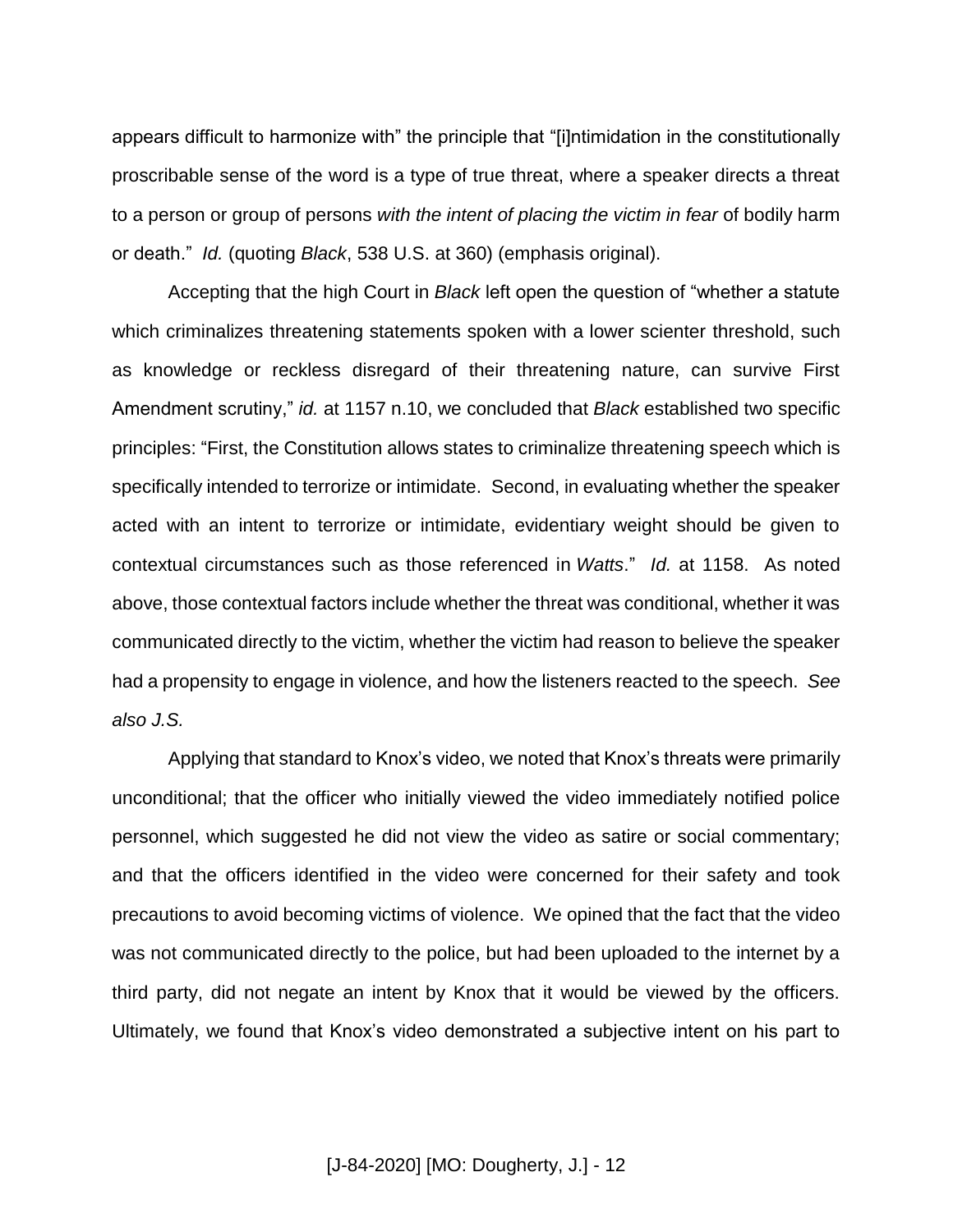appears difficult to harmonize with" the principle that "[i]ntimidation in the constitutionally proscribable sense of the word is a type of true threat, where a speaker directs a threat to a person or group of persons *with the intent of placing the victim in fear* of bodily harm or death." *Id.* (quoting *Black*, 538 U.S. at 360) (emphasis original).

Accepting that the high Court in *Black* left open the question of "whether a statute which criminalizes threatening statements spoken with a lower scienter threshold, such as knowledge or reckless disregard of their threatening nature, can survive First Amendment scrutiny," *id.* at 1157 n.10, we concluded that *Black* established two specific principles: "First, the Constitution allows states to criminalize threatening speech which is specifically intended to terrorize or intimidate. Second, in evaluating whether the speaker acted with an intent to terrorize or intimidate, evidentiary weight should be given to contextual circumstances such as those referenced in *Watts*." *Id.* at 1158. As noted above, those contextual factors include whether the threat was conditional, whether it was communicated directly to the victim, whether the victim had reason to believe the speaker had a propensity to engage in violence, and how the listeners reacted to the speech. *See also J.S.*

Applying that standard to Knox's video, we noted that Knox's threats were primarily unconditional; that the officer who initially viewed the video immediately notified police personnel, which suggested he did not view the video as satire or social commentary; and that the officers identified in the video were concerned for their safety and took precautions to avoid becoming victims of violence. We opined that the fact that the video was not communicated directly to the police, but had been uploaded to the internet by a third party, did not negate an intent by Knox that it would be viewed by the officers. Ultimately, we found that Knox's video demonstrated a subjective intent on his part to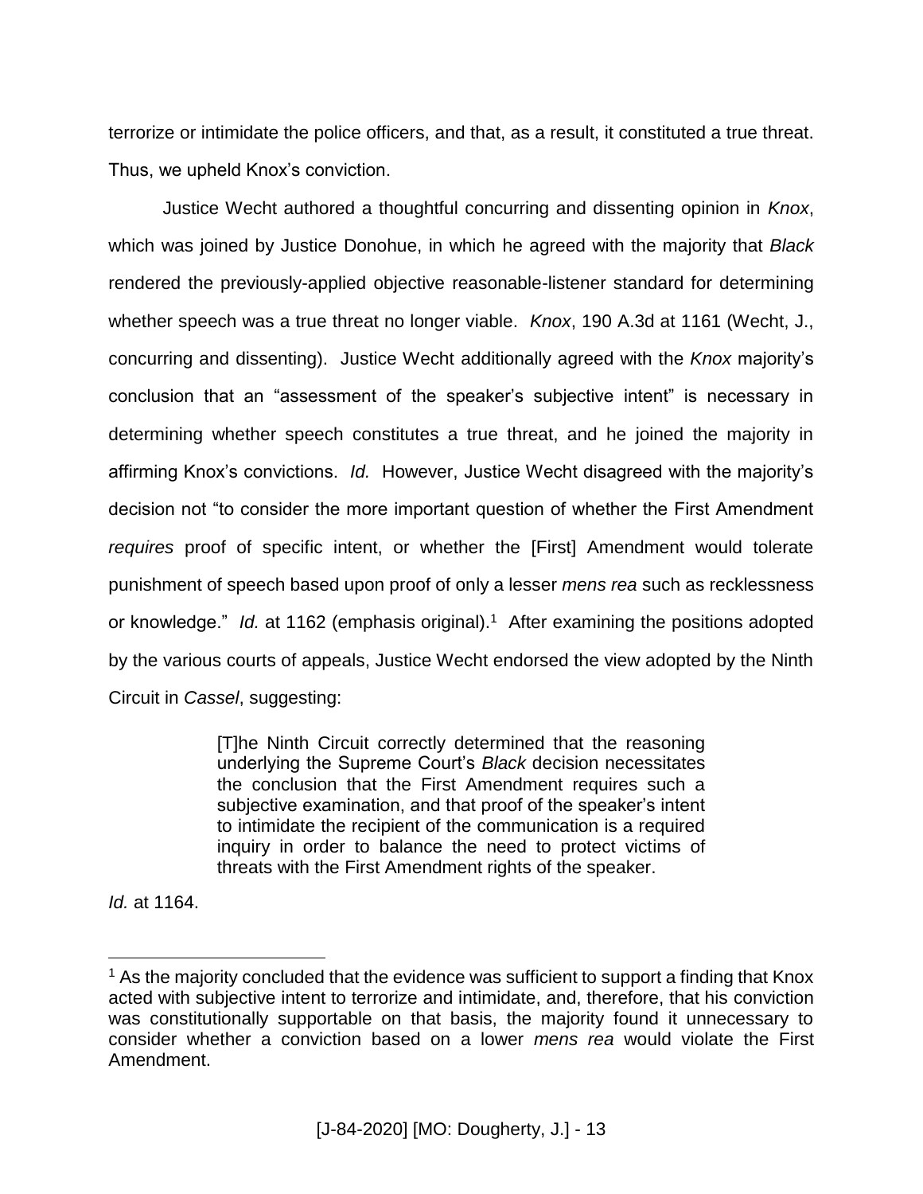terrorize or intimidate the police officers, and that, as a result, it constituted a true threat. Thus, we upheld Knox's conviction.

Justice Wecht authored a thoughtful concurring and dissenting opinion in *Knox*, which was joined by Justice Donohue, in which he agreed with the majority that *Black* rendered the previously-applied objective reasonable-listener standard for determining whether speech was a true threat no longer viable. *Knox*, 190 A.3d at 1161 (Wecht, J., concurring and dissenting). Justice Wecht additionally agreed with the *Knox* majority's conclusion that an "assessment of the speaker's subjective intent" is necessary in determining whether speech constitutes a true threat, and he joined the majority in affirming Knox's convictions. *Id.* However, Justice Wecht disagreed with the majority's decision not "to consider the more important question of whether the First Amendment *requires* proof of specific intent, or whether the [First] Amendment would tolerate punishment of speech based upon proof of only a lesser *mens rea* such as recklessness or knowledge." *Id.* at 1162 (emphasis original).[1] After examining the positions adopted by the various courts of appeals, Justice Wecht endorsed the view adopted by the Ninth Circuit in *Cassel*, suggesting:

> [T]he Ninth Circuit correctly determined that the reasoning underlying the Supreme Court's *Black* decision necessitates the conclusion that the First Amendment requires such a subjective examination, and that proof of the speaker's intent to intimidate the recipient of the communication is a required inquiry in order to balance the need to protect victims of threats with the First Amendment rights of the speaker.

*Id.* at 1164.

---

[1] As the majority concluded that the evidence was sufficient to support a finding that Knox acted with subjective intent to terrorize and intimidate, and, therefore, that his conviction was constitutionally supportable on that basis, the majority found it unnecessary to consider whether a conviction based on a lower *mens rea* would violate the First Amendment.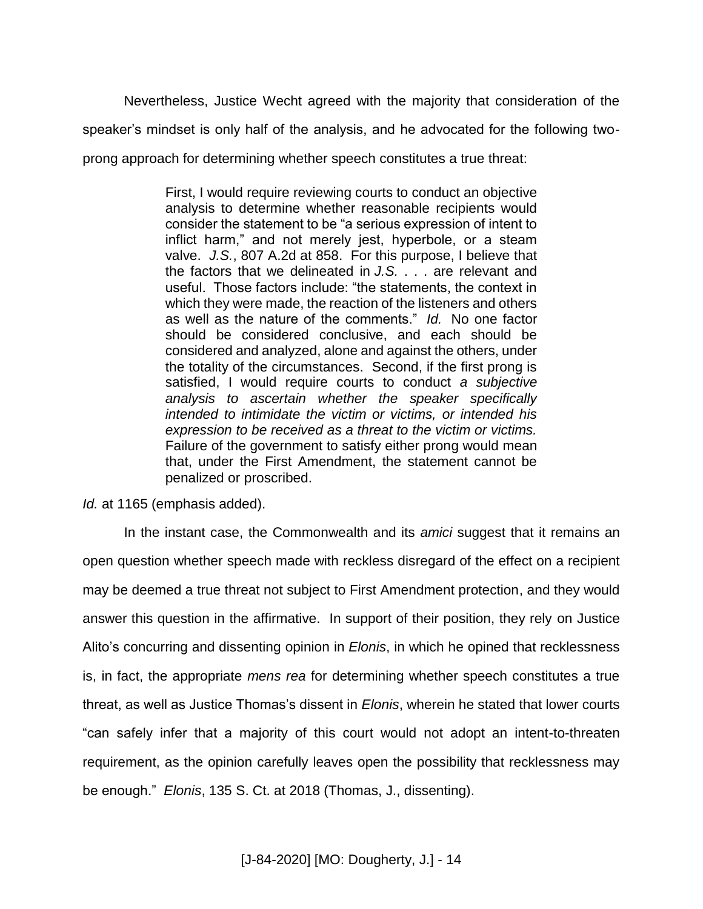Nevertheless, Justice Wecht agreed with the majority that consideration of the speaker's mindset is only half of the analysis, and he advocated for the following two-prong approach for determining whether speech constitutes a true threat:

> First, I would require reviewing courts to conduct an objective analysis to determine whether reasonable recipients would consider the statement to be "a serious expression of intent to inflict harm," and not merely jest, hyperbole, or a steam valve. *J.S.*, 807 A.2d at 858. For this purpose, I believe that the factors that we delineated in *J.S.* . . . are relevant and useful. Those factors include: "the statements, the context in which they were made, the reaction of the listeners and others as well as the nature of the comments." *Id.* No one factor should be considered conclusive, and each should be considered and analyzed, alone and against the others, under the totality of the circumstances. Second, if the first prong is satisfied, I would require courts to conduct *a subjective analysis to ascertain whether the speaker specifically intended to intimidate the victim or victims, or intended his expression to be received as a threat to the victim or victims.* Failure of the government to satisfy either prong would mean that, under the First Amendment, the statement cannot be penalized or proscribed.

*Id.* at 1165 (emphasis added).

In the instant case, the Commonwealth and its *amici* suggest that it remains an open question whether speech made with reckless disregard of the effect on a recipient may be deemed a true threat not subject to First Amendment protection, and they would answer this question in the affirmative. In support of their position, they rely on Justice Alito's concurring and dissenting opinion in *Elonis*, in which he opined that recklessness is, in fact, the appropriate *mens rea* for determining whether speech constitutes a true threat, as well as Justice Thomas's dissent in *Elonis*, wherein he stated that lower courts "can safely infer that a majority of this court would not adopt an intent-to-threaten requirement, as the opinion carefully leaves open the possibility that recklessness may be enough." *Elonis*, 135 S. Ct. at 2018 (Thomas, J., dissenting).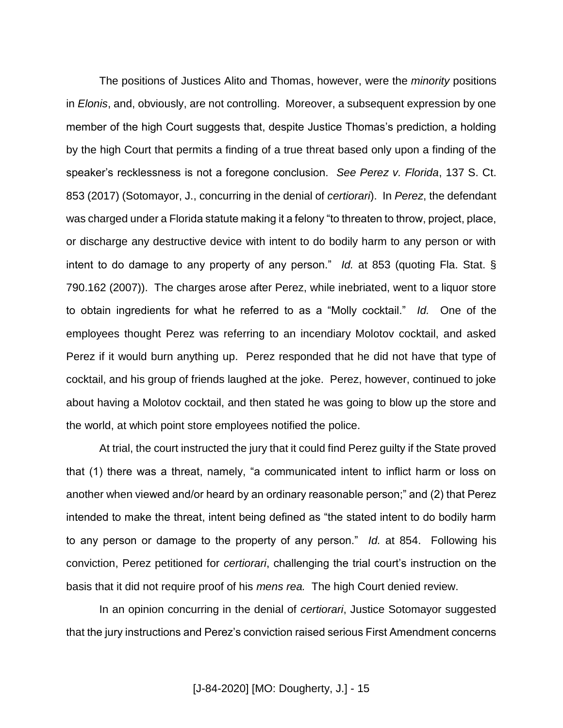The positions of Justices Alito and Thomas, however, were the *minority* positions in *Elonis*, and, obviously, are not controlling. Moreover, a subsequent expression by one member of the high Court suggests that, despite Justice Thomas's prediction, a holding by the high Court that permits a finding of a true threat based only upon a finding of the speaker's recklessness is not a foregone conclusion. *See Perez v. Florida*, 137 S. Ct. 853 (2017) (Sotomayor, J., concurring in the denial of *certiorari*). In *Perez*, the defendant was charged under a Florida statute making it a felony "to threaten to throw, project, place, or discharge any destructive device with intent to do bodily harm to any person or with intent to do damage to any property of any person." *Id.* at 853 (quoting Fla. Stat. § 790.162 (2007)). The charges arose after Perez, while inebriated, went to a liquor store to obtain ingredients for what he referred to as a "Molly cocktail." *Id.* One of the employees thought Perez was referring to an incendiary Molotov cocktail, and asked Perez if it would burn anything up. Perez responded that he did not have that type of cocktail, and his group of friends laughed at the joke. Perez, however, continued to joke about having a Molotov cocktail, and then stated he was going to blow up the store and the world, at which point store employees notified the police.

At trial, the court instructed the jury that it could find Perez guilty if the State proved that (1) there was a threat, namely, "a communicated intent to inflict harm or loss on another when viewed and/or heard by an ordinary reasonable person;" and (2) that Perez intended to make the threat, intent being defined as "the stated intent to do bodily harm to any person or damage to the property of any person." *Id.* at 854. Following his conviction, Perez petitioned for *certiorari*, challenging the trial court's instruction on the basis that it did not require proof of his *mens rea.* The high Court denied review.

In an opinion concurring in the denial of *certiorari*, Justice Sotomayor suggested that the jury instructions and Perez's conviction raised serious First Amendment concerns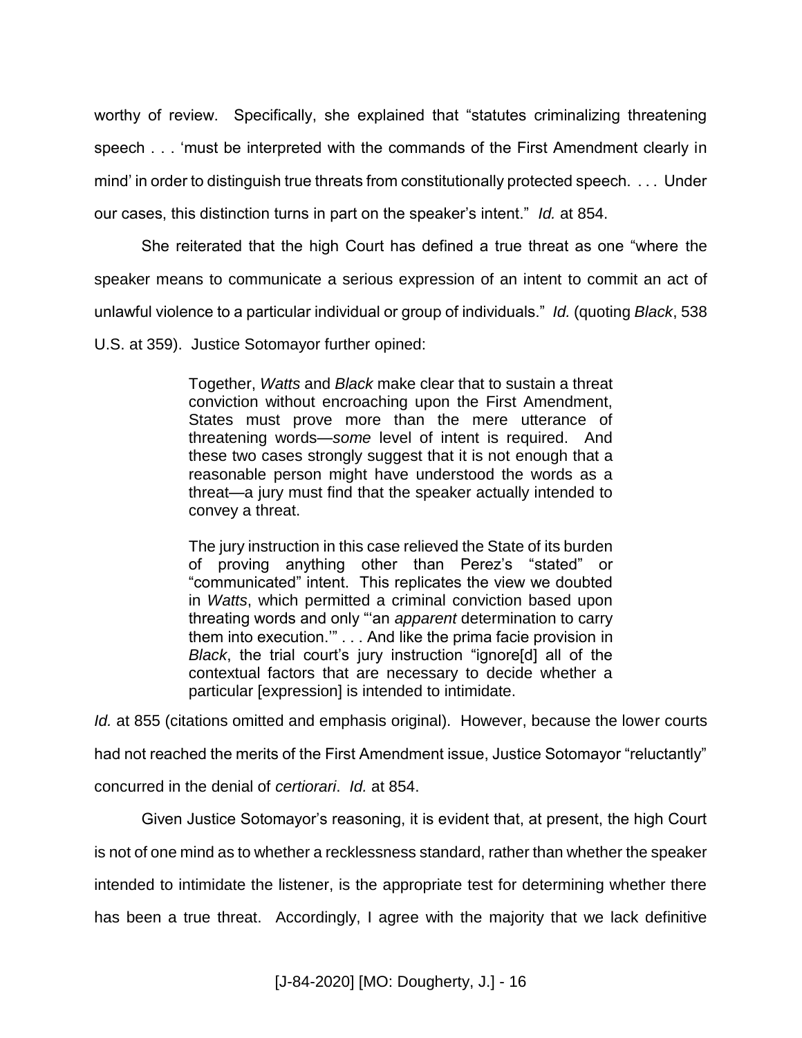worthy of review. Specifically, she explained that "statutes criminalizing threatening speech . . . 'must be interpreted with the commands of the First Amendment clearly in mind' in order to distinguish true threats from constitutionally protected speech. . . . Under our cases, this distinction turns in part on the speaker's intent." *Id.* at 854.

She reiterated that the high Court has defined a true threat as one "where the speaker means to communicate a serious expression of an intent to commit an act of unlawful violence to a particular individual or group of individuals." *Id.* (quoting *Black*, 538 U.S. at 359). Justice Sotomayor further opined:

> Together, *Watts* and *Black* make clear that to sustain a threat conviction without encroaching upon the First Amendment, States must prove more than the mere utterance of threatening words—*some* level of intent is required. And these two cases strongly suggest that it is not enough that a reasonable person might have understood the words as a threat—a jury must find that the speaker actually intended to convey a threat.
>
> The jury instruction in this case relieved the State of its burden of proving anything other than Perez's "stated" or "communicated" intent. This replicates the view we doubted in *Watts*, which permitted a criminal conviction based upon threating words and only "'an *apparent* determination to carry them into execution.'" . . . And like the prima facie provision in *Black*, the trial court's jury instruction "ignore[d] all of the contextual factors that are necessary to decide whether a particular [expression] is intended to intimidate.

*Id.* at 855 (citations omitted and emphasis original). However, because the lower courts had not reached the merits of the First Amendment issue, Justice Sotomayor "reluctantly" concurred in the denial of *certiorari*. *Id.* at 854.

Given Justice Sotomayor's reasoning, it is evident that, at present, the high Court is not of one mind as to whether a recklessness standard, rather than whether the speaker intended to intimidate the listener, is the appropriate test for determining whether there has been a true threat. Accordingly, I agree with the majority that we lack definitive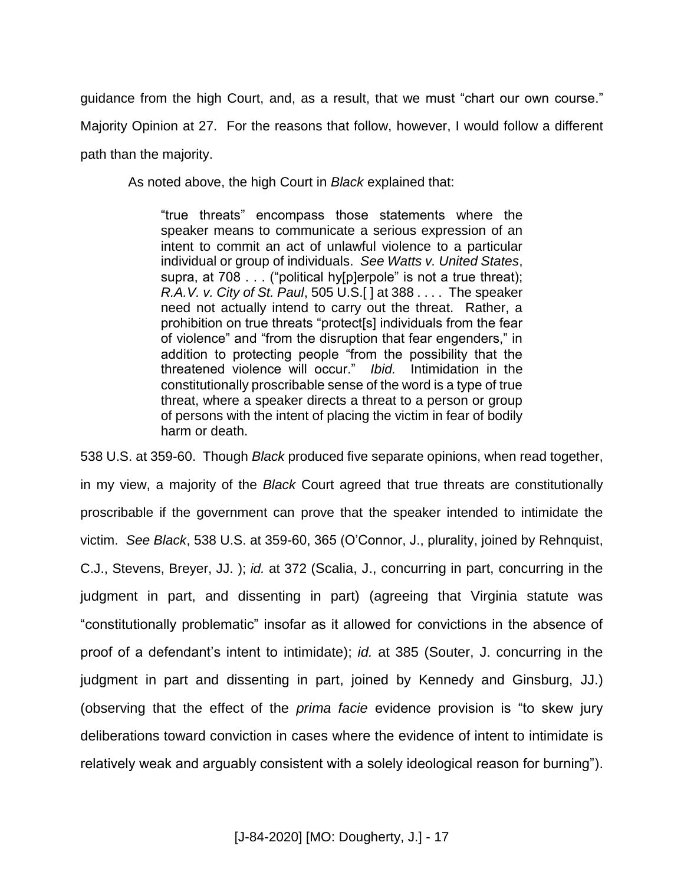guidance from the high Court, and, as a result, that we must "chart our own course." Majority Opinion at 27. For the reasons that follow, however, I would follow a different path than the majority.

As noted above, the high Court in *Black* explained that:

> "true threats" encompass those statements where the speaker means to communicate a serious expression of an intent to commit an act of unlawful violence to a particular individual or group of individuals. *See Watts v. United States*, supra, at 708 . . . ("political hy[p]erpole" is not a true threat); *R.A.V. v. City of St. Paul*, 505 U.S.[ ] at 388 . . . . The speaker need not actually intend to carry out the threat. Rather, a prohibition on true threats "protect[s] individuals from the fear of violence" and "from the disruption that fear engenders," in addition to protecting people "from the possibility that the threatened violence will occur." *Ibid.* Intimidation in the constitutionally proscribable sense of the word is a type of true threat, where a speaker directs a threat to a person or group of persons with the intent of placing the victim in fear of bodily harm or death.

538 U.S. at 359-60. Though *Black* produced five separate opinions, when read together, in my view, a majority of the *Black* Court agreed that true threats are constitutionally proscribable if the government can prove that the speaker intended to intimidate the victim. *See Black*, 538 U.S. at 359-60, 365 (O'Connor, J., plurality, joined by Rehnquist, C.J., Stevens, Breyer, JJ. ); *id.* at 372 (Scalia, J., concurring in part, concurring in the judgment in part, and dissenting in part) (agreeing that Virginia statute was "constitutionally problematic" insofar as it allowed for convictions in the absence of proof of a defendant's intent to intimidate); *id.* at 385 (Souter, J. concurring in the judgment in part and dissenting in part, joined by Kennedy and Ginsburg, JJ.) (observing that the effect of the *prima facie* evidence provision is "to skew jury deliberations toward conviction in cases where the evidence of intent to intimidate is relatively weak and arguably consistent with a solely ideological reason for burning").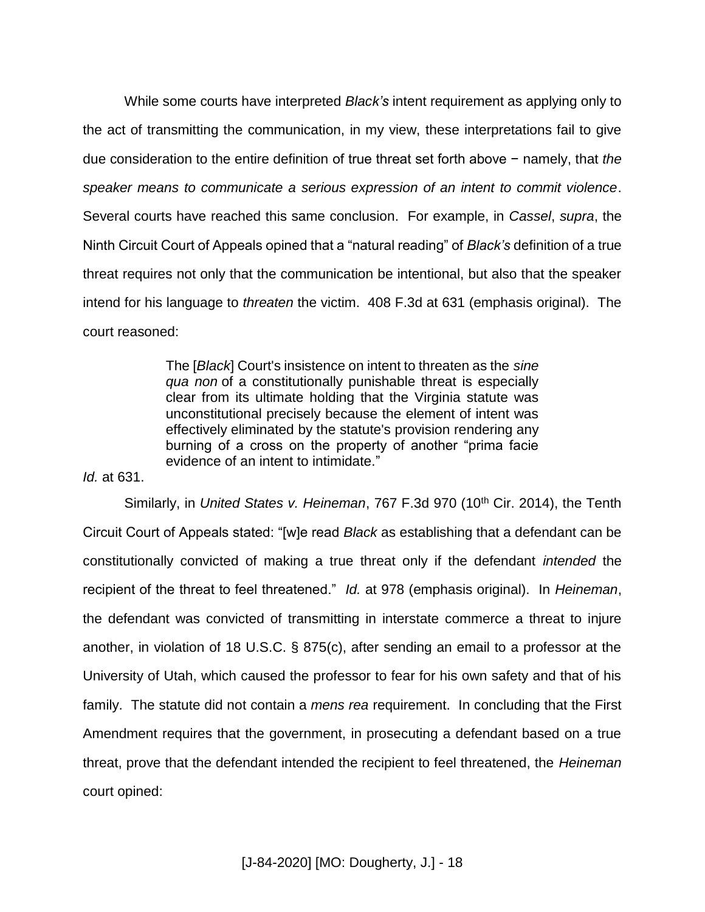While some courts have interpreted *Black's* intent requirement as applying only to the act of transmitting the communication, in my view, these interpretations fail to give due consideration to the entire definition of true threat set forth above − namely, that *the speaker means to communicate a serious expression of an intent to commit violence*. Several courts have reached this same conclusion. For example, in *Cassel*, *supra*, the Ninth Circuit Court of Appeals opined that a "natural reading" of *Black's* definition of a true threat requires not only that the communication be intentional, but also that the speaker intend for his language to *threaten* the victim. 408 F.3d at 631 (emphasis original). The court reasoned:

> The [*Black*] Court's insistence on intent to threaten as the *sine qua non* of a constitutionally punishable threat is especially clear from its ultimate holding that the Virginia statute was unconstitutional precisely because the element of intent was effectively eliminated by the statute's provision rendering any burning of a cross on the property of another "prima facie evidence of an intent to intimidate."

*Id.* at 631.

Similarly, in *United States v. Heineman*, 767 F.3d 970 (10th Cir. 2014), the Tenth Circuit Court of Appeals stated: "[w]e read *Black* as establishing that a defendant can be constitutionally convicted of making a true threat only if the defendant *intended* the recipient of the threat to feel threatened." *Id.* at 978 (emphasis original). In *Heineman*, the defendant was convicted of transmitting in interstate commerce a threat to injure another, in violation of 18 U.S.C. § 875(c), after sending an email to a professor at the University of Utah, which caused the professor to fear for his own safety and that of his family. The statute did not contain a *mens rea* requirement. In concluding that the First Amendment requires that the government, in prosecuting a defendant based on a true threat, prove that the defendant intended the recipient to feel threatened, the *Heineman* court opined: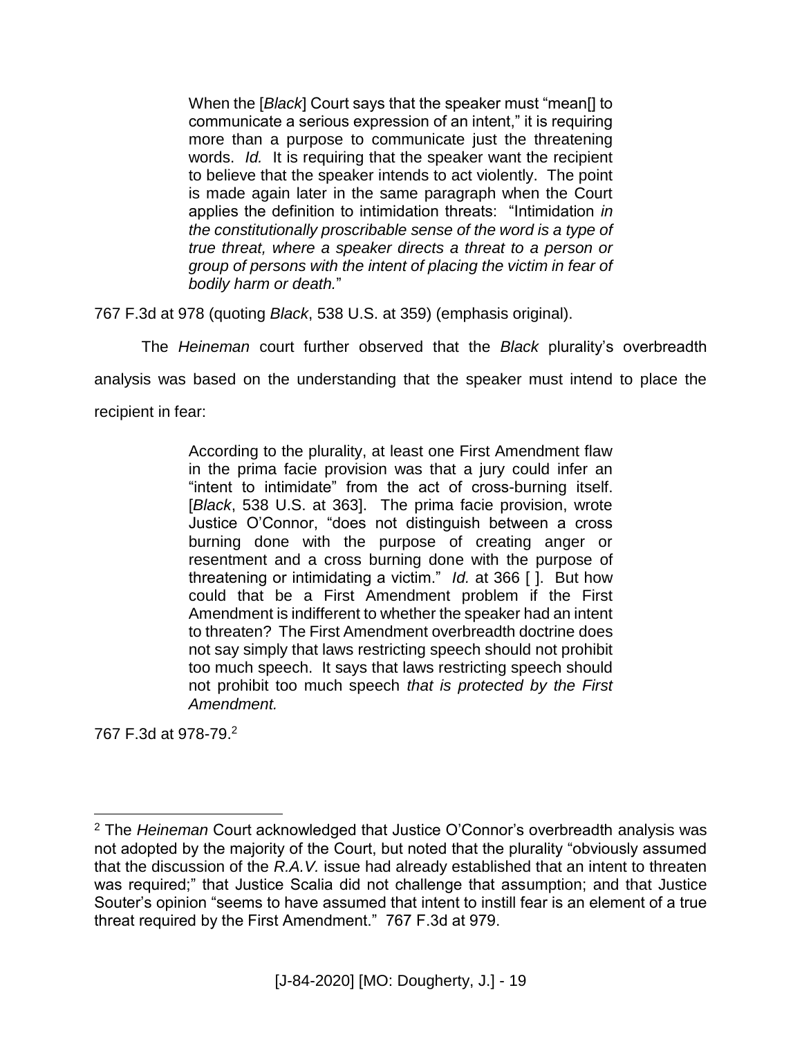> When the [*Black*] Court says that the speaker must "mean[] to communicate a serious expression of an intent," it is requiring more than a purpose to communicate just the threatening words. *Id.* It is requiring that the speaker want the recipient to believe that the speaker intends to act violently. The point is made again later in the same paragraph when the Court applies the definition to intimidation threats: "Intimidation *in the constitutionally proscribable sense of the word is a type of true threat, where a speaker directs a threat to a person or group of persons with the intent of placing the victim in fear of bodily harm or death.*"

767 F.3d at 978 (quoting *Black*, 538 U.S. at 359) (emphasis original).

The *Heineman* court further observed that the *Black* plurality's overbreadth analysis was based on the understanding that the speaker must intend to place the recipient in fear:

> According to the plurality, at least one First Amendment flaw in the prima facie provision was that a jury could infer an "intent to intimidate" from the act of cross-burning itself. [*Black*, 538 U.S. at 363]. The prima facie provision, wrote Justice O'Connor, "does not distinguish between a cross burning done with the purpose of creating anger or resentment and a cross burning done with the purpose of threatening or intimidating a victim." *Id.* at 366 [ ]. But how could that be a First Amendment problem if the First Amendment is indifferent to whether the speaker had an intent to threaten? The First Amendment overbreadth doctrine does not say simply that laws restricting speech should not prohibit too much speech. It says that laws restricting speech should not prohibit too much speech *that is protected by the First Amendment.*

767 F.3d at 978-79.[2]

---

[2] The *Heineman* Court acknowledged that Justice O'Connor's overbreadth analysis was not adopted by the majority of the Court, but noted that the plurality "obviously assumed that the discussion of the *R.A.V.* issue had already established that an intent to threaten was required;" that Justice Scalia did not challenge that assumption; and that Justice Souter's opinion "seems to have assumed that intent to instill fear is an element of a true threat required by the First Amendment." 767 F.3d at 979.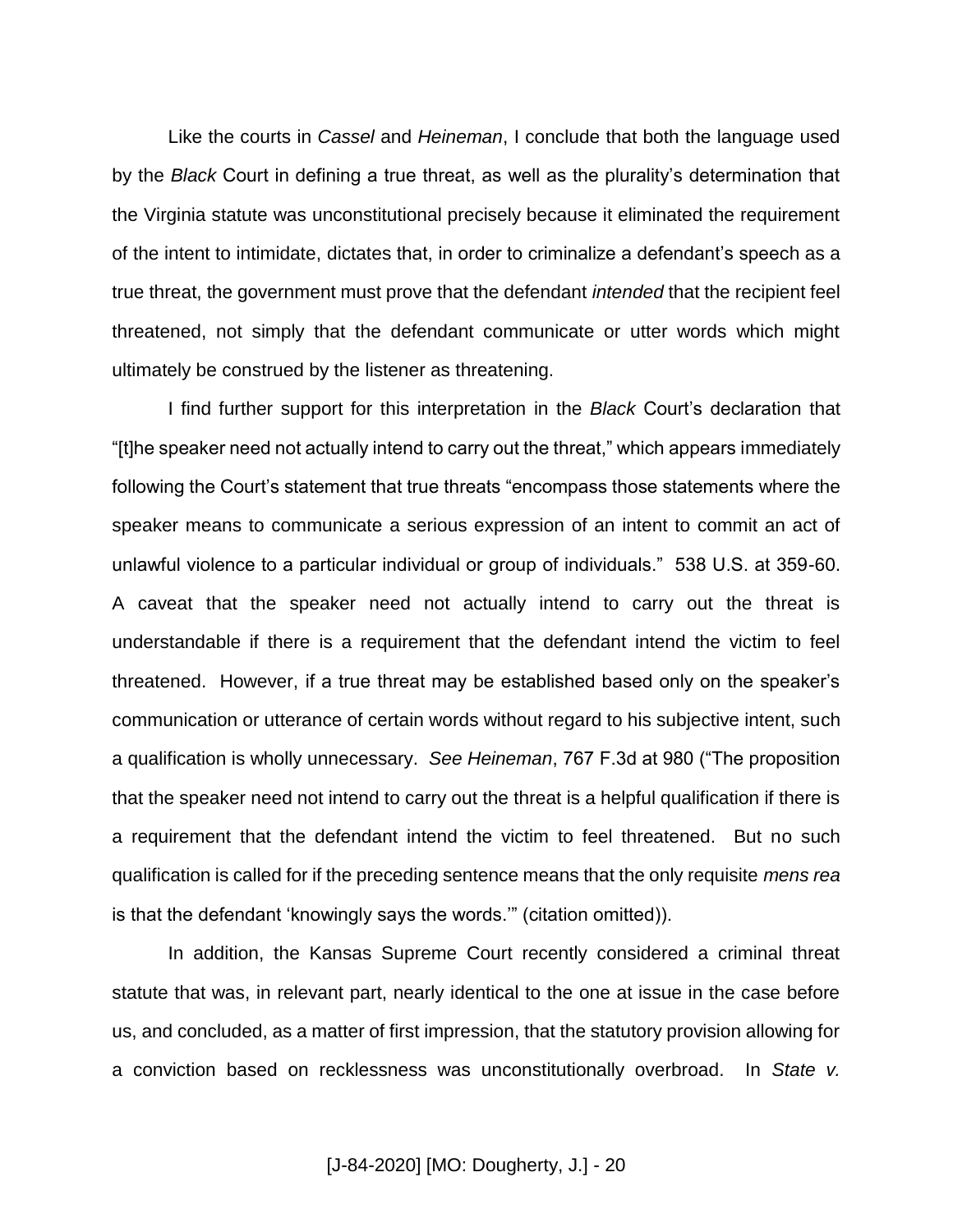Like the courts in *Cassel* and *Heineman*, I conclude that both the language used by the *Black* Court in defining a true threat, as well as the plurality's determination that the Virginia statute was unconstitutional precisely because it eliminated the requirement of the intent to intimidate, dictates that, in order to criminalize a defendant's speech as a true threat, the government must prove that the defendant *intended* that the recipient feel threatened, not simply that the defendant communicate or utter words which might ultimately be construed by the listener as threatening.

I find further support for this interpretation in the *Black* Court's declaration that "[t]he speaker need not actually intend to carry out the threat," which appears immediately following the Court's statement that true threats "encompass those statements where the speaker means to communicate a serious expression of an intent to commit an act of unlawful violence to a particular individual or group of individuals." 538 U.S. at 359-60. A caveat that the speaker need not actually intend to carry out the threat is understandable if there is a requirement that the defendant intend the victim to feel threatened. However, if a true threat may be established based only on the speaker's communication or utterance of certain words without regard to his subjective intent, such a qualification is wholly unnecessary. *See Heineman*, 767 F.3d at 980 ("The proposition that the speaker need not intend to carry out the threat is a helpful qualification if there is a requirement that the defendant intend the victim to feel threatened. But no such qualification is called for if the preceding sentence means that the only requisite *mens rea* is that the defendant 'knowingly says the words.'" (citation omitted)).

In addition, the Kansas Supreme Court recently considered a criminal threat statute that was, in relevant part, nearly identical to the one at issue in the case before us, and concluded, as a matter of first impression, that the statutory provision allowing for a conviction based on recklessness was unconstitutionally overbroad. In *State v.*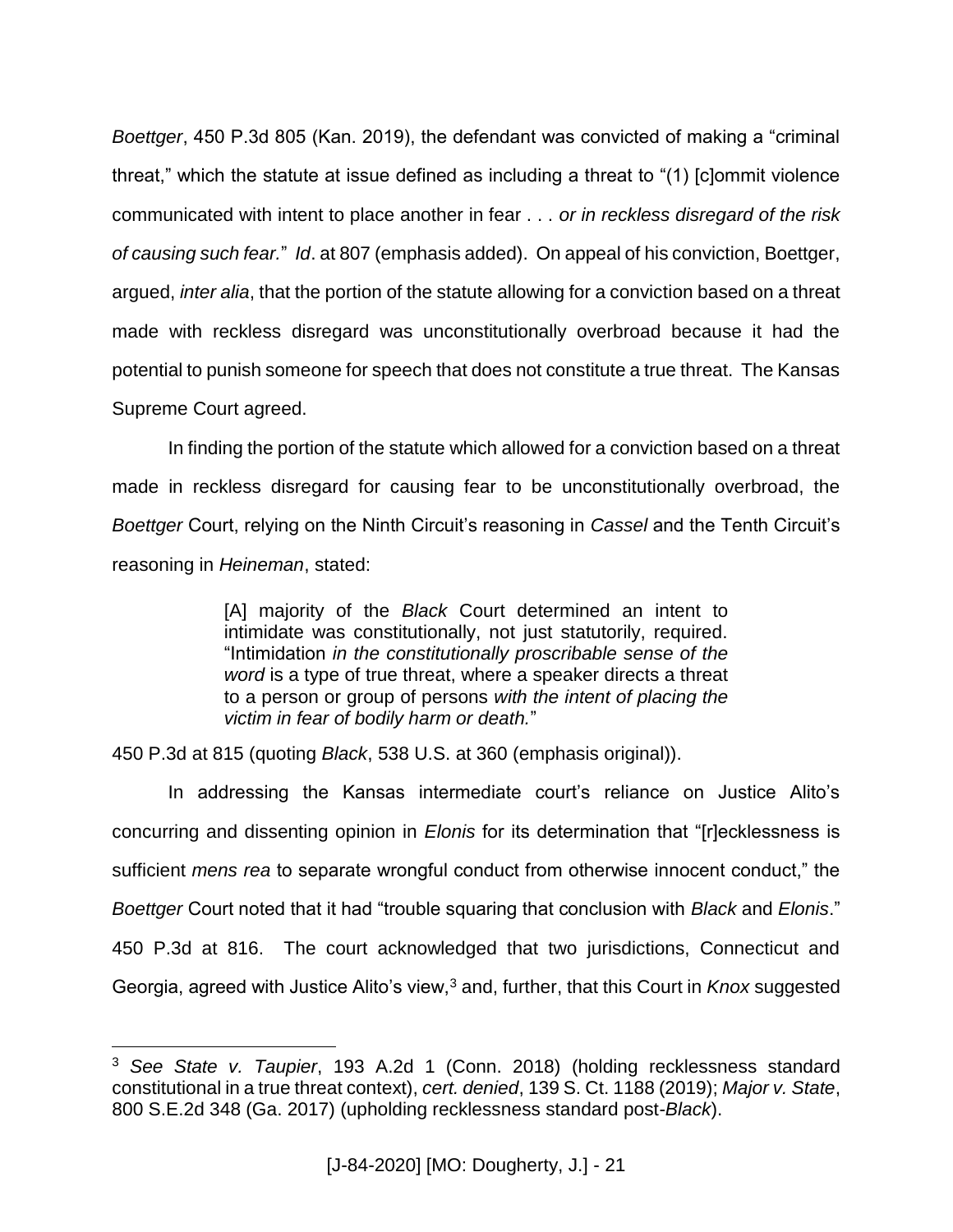*Boettger*, 450 P.3d 805 (Kan. 2019), the defendant was convicted of making a "criminal threat," which the statute at issue defined as including a threat to "(1) [c]ommit violence communicated with intent to place another in fear . . . *or in reckless disregard of the risk of causing such fear.*" *Id*. at 807 (emphasis added). On appeal of his conviction, Boettger, argued, *inter alia*, that the portion of the statute allowing for a conviction based on a threat made with reckless disregard was unconstitutionally overbroad because it had the potential to punish someone for speech that does not constitute a true threat. The Kansas Supreme Court agreed.

In finding the portion of the statute which allowed for a conviction based on a threat made in reckless disregard for causing fear to be unconstitutionally overbroad, the *Boettger* Court, relying on the Ninth Circuit's reasoning in *Cassel* and the Tenth Circuit's reasoning in *Heineman*, stated:

> [A] majority of the *Black* Court determined an intent to intimidate was constitutionally, not just statutorily, required. "Intimidation *in the constitutionally proscribable sense of the word* is a type of true threat, where a speaker directs a threat to a person or group of persons *with the intent of placing the victim in fear of bodily harm or death.*"

450 P.3d at 815 (quoting *Black*, 538 U.S. at 360 (emphasis original)).

In addressing the Kansas intermediate court's reliance on Justice Alito's concurring and dissenting opinion in *Elonis* for its determination that "[r]ecklessness is sufficient *mens rea* to separate wrongful conduct from otherwise innocent conduct," the *Boettger* Court noted that it had "trouble squaring that conclusion with *Black* and *Elonis*." 450 P.3d at 816. The court acknowledged that two jurisdictions, Connecticut and Georgia, agreed with Justice Alito's view,[3] and, further, that this Court in *Knox* suggested

---

[3] *See State v. Taupier*, 193 A.2d 1 (Conn. 2018) (holding recklessness standard constitutional in a true threat context), *cert. denied*, 139 S. Ct. 1188 (2019); *Major v. State*, 800 S.E.2d 348 (Ga. 2017) (upholding recklessness standard post-*Black*).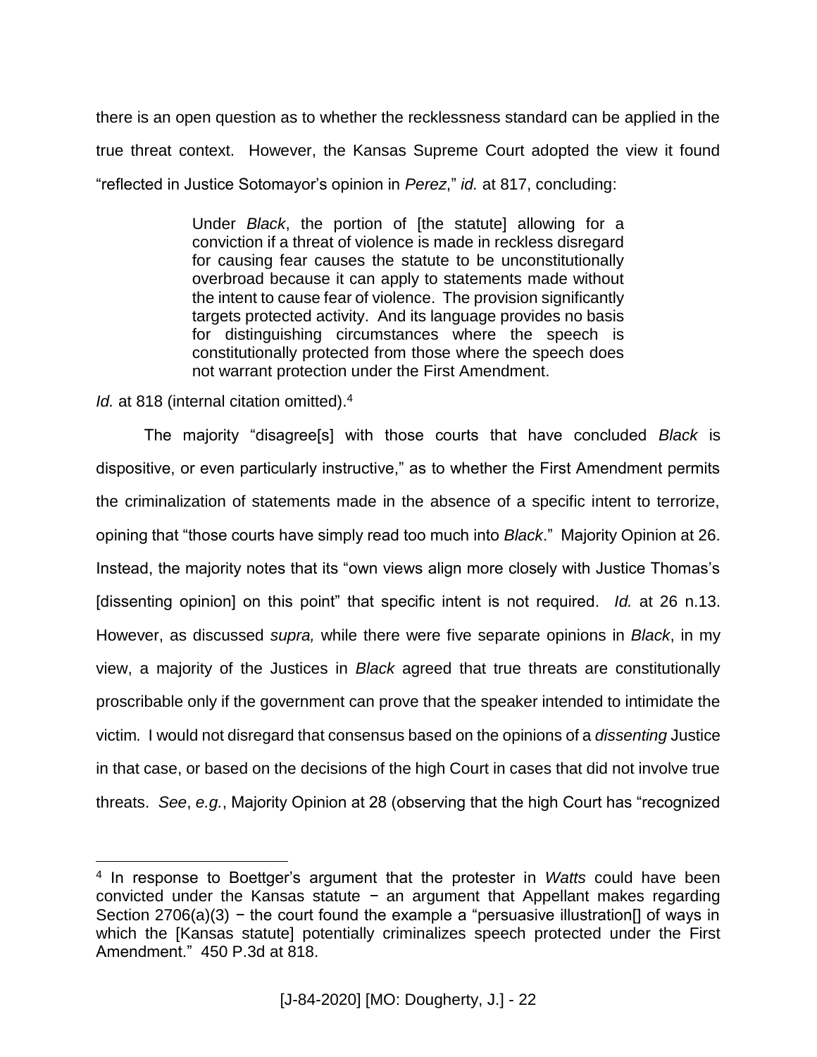there is an open question as to whether the recklessness standard can be applied in the true threat context. However, the Kansas Supreme Court adopted the view it found "reflected in Justice Sotomayor's opinion in *Perez*," *id.* at 817, concluding:

> Under *Black*, the portion of [the statute] allowing for a conviction if a threat of violence is made in reckless disregard for causing fear causes the statute to be unconstitutionally overbroad because it can apply to statements made without the intent to cause fear of violence. The provision significantly targets protected activity. And its language provides no basis for distinguishing circumstances where the speech is constitutionally protected from those where the speech does not warrant protection under the First Amendment.

*Id.* at 818 (internal citation omitted).[4]

The majority "disagree[s] with those courts that have concluded *Black* is dispositive, or even particularly instructive," as to whether the First Amendment permits the criminalization of statements made in the absence of a specific intent to terrorize, opining that "those courts have simply read too much into *Black*." Majority Opinion at 26. Instead, the majority notes that its "own views align more closely with Justice Thomas's [dissenting opinion] on this point" that specific intent is not required. *Id.* at 26 n.13. However, as discussed *supra,* while there were five separate opinions in *Black*, in my view, a majority of the Justices in *Black* agreed that true threats are constitutionally proscribable only if the government can prove that the speaker intended to intimidate the victim. I would not disregard that consensus based on the opinions of a *dissenting* Justice in that case, or based on the decisions of the high Court in cases that did not involve true threats. *See*, *e.g.*, Majority Opinion at 28 (observing that the high Court has "recognized

---

[4] In response to Boettger's argument that the protester in *Watts* could have been convicted under the Kansas statute − an argument that Appellant makes regarding Section 2706(a)(3) − the court found the example a "persuasive illustration[] of ways in which the [Kansas statute] potentially criminalizes speech protected under the First Amendment." 450 P.3d at 818.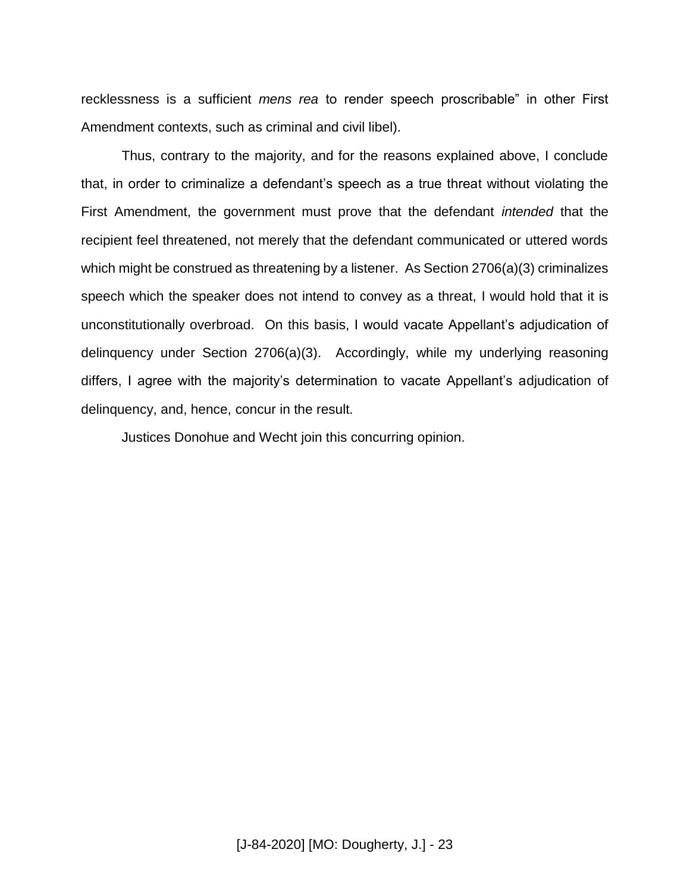recklessness is a sufficient *mens rea* to render speech proscribable" in other First Amendment contexts, such as criminal and civil libel).

Thus, contrary to the majority, and for the reasons explained above, I conclude that, in order to criminalize a defendant's speech as a true threat without violating the First Amendment, the government must prove that the defendant *intended* that the recipient feel threatened, not merely that the defendant communicated or uttered words which might be construed as threatening by a listener. As Section 2706(a)(3) criminalizes speech which the speaker does not intend to convey as a threat, I would hold that it is unconstitutionally overbroad. On this basis, I would vacate Appellant's adjudication of delinquency under Section 2706(a)(3). Accordingly, while my underlying reasoning differs, I agree with the majority's determination to vacate Appellant's adjudication of delinquency, and, hence, concur in the result.

Justices Donohue and Wecht join this concurring opinion.